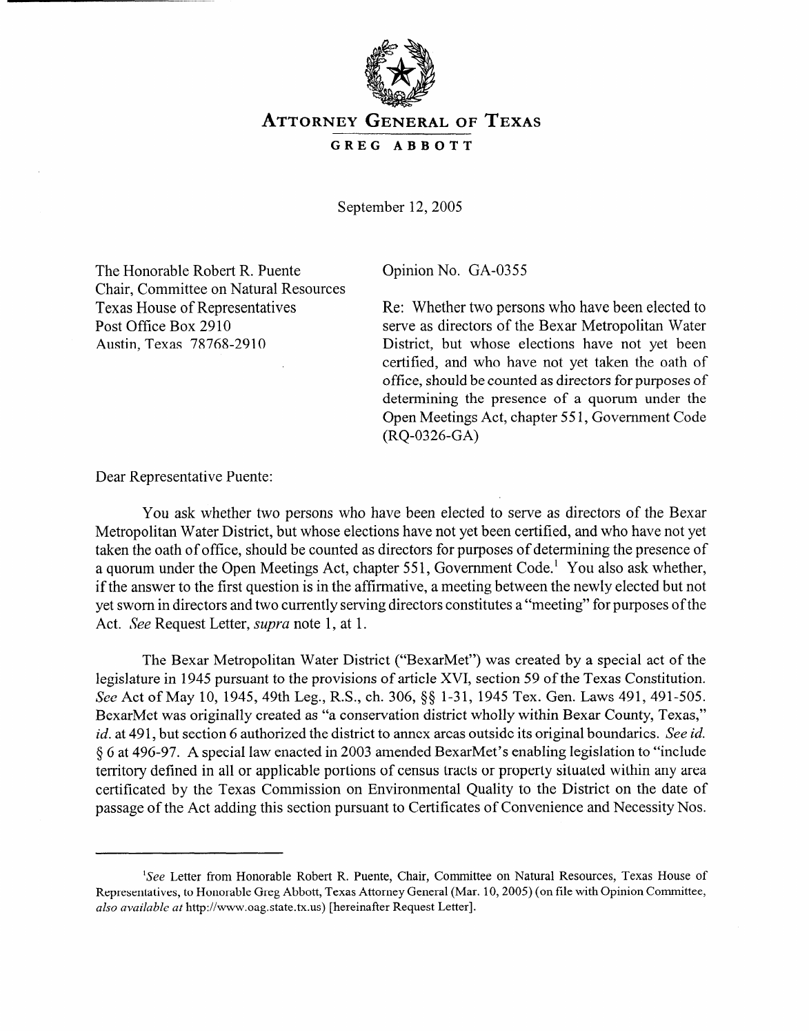# Attorney General of Texas

## GREG ABBOTT

September 12, 2005

The Honorable Robert R. Puente
Chair, Committee on Natural Resources
Texas House of Representatives
Post Office Box 2910
Austin, Texas 78768-2910

Opinion No. GA-0355

Re: Whether two persons who have been elected to serve as directors of the Bexar Metropolitan Water District, but whose elections have not yet been certified, and who have not yet taken the oath of office, should be counted as directors for purposes of determining the presence of a quorum under the Open Meetings Act, chapter 551, Government Code (RQ-0326-GA)

Dear Representative Puente:

You ask whether two persons who have been elected to serve as directors of the Bexar Metropolitan Water District, but whose elections have not yet been certified, and who have not yet taken the oath of office, should be counted as directors for purposes of determining the presence of a quorum under the Open Meetings Act, chapter 551, Government Code.[1] You also ask whether, if the answer to the first question is in the affirmative, a meeting between the newly elected but not yet sworn in directors and two currently serving directors constitutes a "meeting" for purposes of the Act. *See* Request Letter, *supra* note 1, at 1.

The Bexar Metropolitan Water District ("BexarMet") was created by a special act of the legislature in 1945 pursuant to the provisions of article XVI, section 59 of the Texas Constitution. *See* Act of May 10, 1945, 49th Leg., R.S., ch. 306, §§ 1-31, 1945 Tex. Gen. Laws 491, 491-505. BexarMet was originally created as "a conservation district wholly within Bexar County, Texas," *id.* at 491, but section 6 authorized the district to annex areas outside its original boundaries. *See id.* § 6 at 496-97. A special law enacted in 2003 amended BexarMet's enabling legislation to "include territory defined in all or applicable portions of census tracts or property situated within any area certificated by the Texas Commission on Environmental Quality to the District on the date of passage of the Act adding this section pursuant to Certificates of Convenience and Necessity Nos.

---

[1] *See* Letter from Honorable Robert R. Puente, Chair, Committee on Natural Resources, Texas House of Representatives, to Honorable Greg Abbott, Texas Attorney General (Mar. 10, 2005) (on file with Opinion Committee, *also available at* http://www.oag.state.tx.us) [hereinafter Request Letter].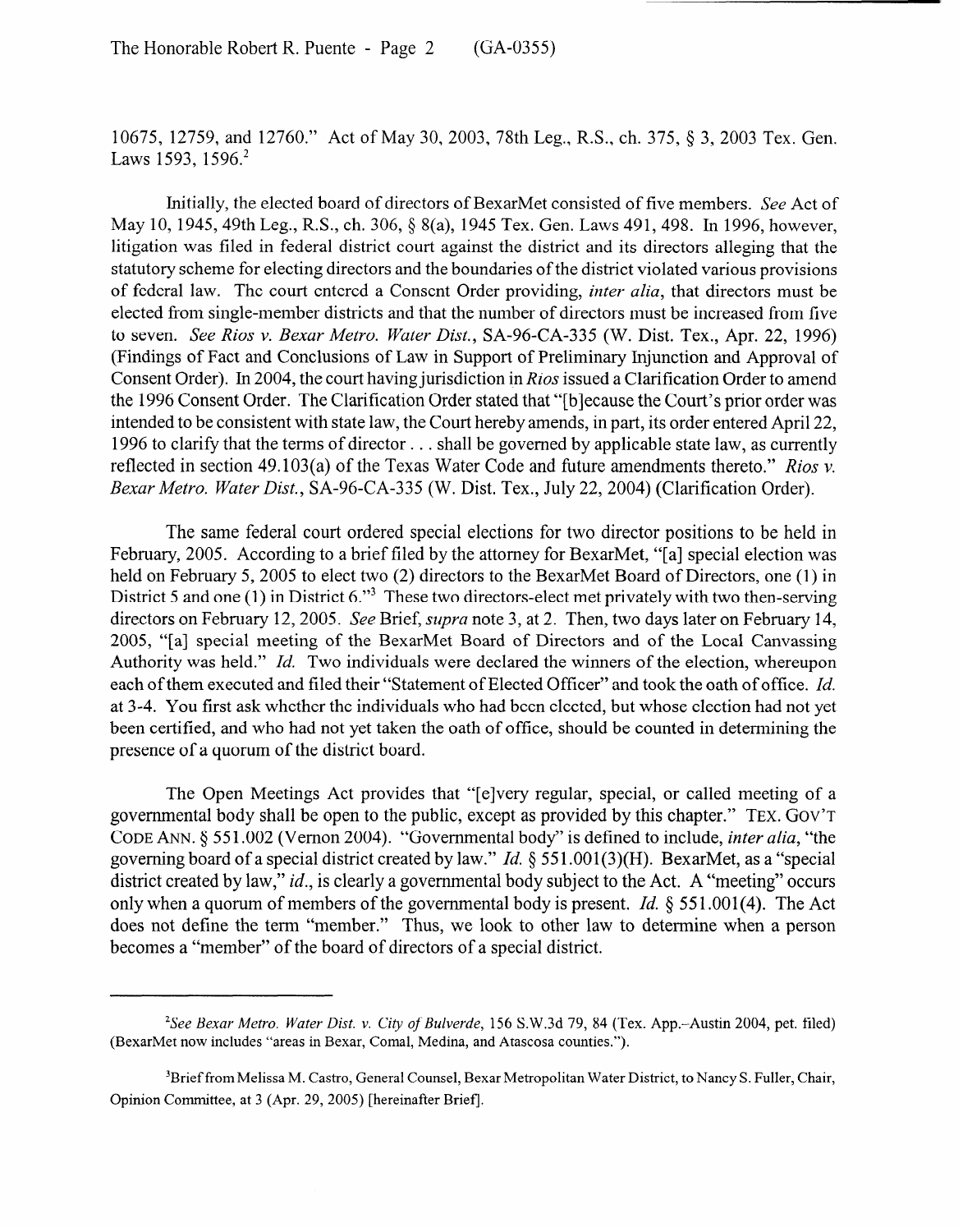10675, 12759, and 12760." Act of May 30, 2003, 78th Leg., R.S., ch. 375, § 3, 2003 Tex. Gen. Laws 1593, 1596.[2]

Initially, the elected board of directors of BexarMet consisted of five members. *See* Act of May 10, 1945, 49th Leg., R.S., ch. 306, § 8(a), 1945 Tex. Gen. Laws 491, 498. In 1996, however, litigation was filed in federal district court against the district and its directors alleging that the statutory scheme for electing directors and the boundaries of the district violated various provisions of federal law. The court entered a Consent Order providing, *inter alia*, that directors must be elected from single-member districts and that the number of directors must be increased from five to seven. *See Rios v. Bexar Metro. Water Dist.*, SA-96-CA-335 (W. Dist. Tex., Apr. 22, 1996) (Findings of Fact and Conclusions of Law in Support of Preliminary Injunction and Approval of Consent Order). In 2004, the court having jurisdiction in *Rios* issued a Clarification Order to amend the 1996 Consent Order. The Clarification Order stated that "[b]ecause the Court's prior order was intended to be consistent with state law, the Court hereby amends, in part, its order entered April 22, 1996 to clarify that the terms of director . . . shall be governed by applicable state law, as currently reflected in section 49.103(a) of the Texas Water Code and future amendments thereto." *Rios v. Bexar Metro. Water Dist.*, SA-96-CA-335 (W. Dist. Tex., July 22, 2004) (Clarification Order).

The same federal court ordered special elections for two director positions to be held in February, 2005. According to a brief filed by the attorney for BexarMet, "[a] special election was held on February 5, 2005 to elect two (2) directors to the BexarMet Board of Directors, one (1) in District 5 and one (1) in District 6."[3] These two directors-elect met privately with two then-serving directors on February 12, 2005. *See* Brief, *supra* note 3, at 2. Then, two days later on February 14, 2005, "[a] special meeting of the BexarMet Board of Directors and of the Local Canvassing Authority was held." *Id.* Two individuals were declared the winners of the election, whereupon each of them executed and filed their "Statement of Elected Officer" and took the oath of office. *Id.* at 3-4. You first ask whether the individuals who had been elected, but whose election had not yet been certified, and who had not yet taken the oath of office, should be counted in determining the presence of a quorum of the district board.

The Open Meetings Act provides that "[e]very regular, special, or called meeting of a governmental body shall be open to the public, except as provided by this chapter." TEX. GOV'T CODE ANN. § 551.002 (Vernon 2004). "Governmental body" is defined to include, *inter alia*, "the governing board of a special district created by law." *Id.* § 551.001(3)(H). BexarMet, as a "special district created by law," *id.*, is clearly a governmental body subject to the Act. A "meeting" occurs only when a quorum of members of the governmental body is present. *Id.* § 551.001(4). The Act does not define the term "member." Thus, we look to other law to determine when a person becomes a "member" of the board of directors of a special district.

---

[2] *See Bexar Metro. Water Dist. v. City of Bulverde*, 156 S.W.3d 79, 84 (Tex. App.–Austin 2004, pet. filed) (BexarMet now includes "areas in Bexar, Comal, Medina, and Atascosa counties.").

[3] Brief from Melissa M. Castro, General Counsel, Bexar Metropolitan Water District, to Nancy S. Fuller, Chair, Opinion Committee, at 3 (Apr. 29, 2005) [hereinafter Brief].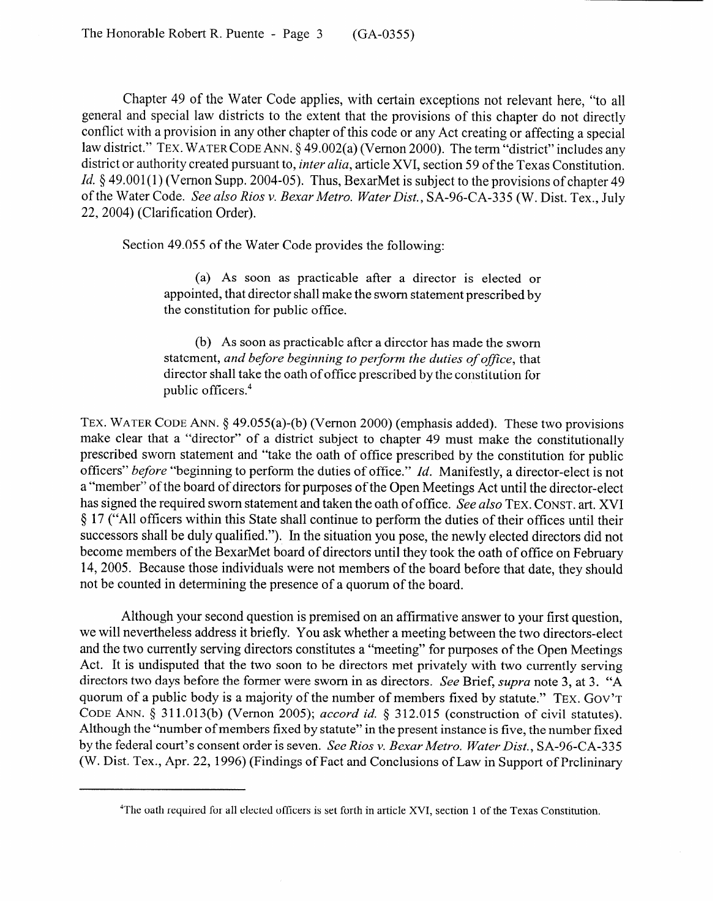Chapter 49 of the Water Code applies, with certain exceptions not relevant here, "to all general and special law districts to the extent that the provisions of this chapter do not directly conflict with a provision in any other chapter of this code or any Act creating or affecting a special law district." TEX. WATER CODE ANN. § 49.002(a) (Vernon 2000). The term "district" includes any district or authority created pursuant to, *inter alia*, article XVI, section 59 of the Texas Constitution. *Id.* § 49.001(1) (Vernon Supp. 2004-05). Thus, BexarMet is subject to the provisions of chapter 49 of the Water Code. *See also Rios v. Bexar Metro. Water Dist.*, SA-96-CA-335 (W. Dist. Tex., July 22, 2004) (Clarification Order).

Section 49.055 of the Water Code provides the following:

> (a) As soon as practicable after a director is elected or appointed, that director shall make the sworn statement prescribed by the constitution for public office.
>
> (b) As soon as practicable after a director has made the sworn statement, *and before beginning to perform the duties of office*, that director shall take the oath of office prescribed by the constitution for public officers.[4]

TEX. WATER CODE ANN. § 49.055(a)-(b) (Vernon 2000) (emphasis added). These two provisions make clear that a "director" of a district subject to chapter 49 must make the constitutionally prescribed sworn statement and "take the oath of office prescribed by the constitution for public officers" *before* "beginning to perform the duties of office." *Id.* Manifestly, a director-elect is not a "member" of the board of directors for purposes of the Open Meetings Act until the director-elect has signed the required sworn statement and taken the oath of office. *See also* TEX. CONST. art. XVI § 17 ("All officers within this State shall continue to perform the duties of their offices until their successors shall be duly qualified."). In the situation you pose, the newly elected directors did not become members of the BexarMet board of directors until they took the oath of office on February 14, 2005. Because those individuals were not members of the board before that date, they should not be counted in determining the presence of a quorum of the board.

Although your second question is premised on an affirmative answer to your first question, we will nevertheless address it briefly. You ask whether a meeting between the two directors-elect and the two currently serving directors constitutes a "meeting" for purposes of the Open Meetings Act. It is undisputed that the two soon to be directors met privately with two currently serving directors two days before the former were sworn in as directors. *See* Brief, *supra* note 3, at 3. "A quorum of a public body is a majority of the number of members fixed by statute." TEX. GOV'T CODE ANN. § 311.013(b) (Vernon 2005); *accord id.* § 312.015 (construction of civil statutes). Although the "number of members fixed by statute" in the present instance is five, the number fixed by the federal court's consent order is seven. *See Rios v. Bexar Metro. Water Dist.*, SA-96-CA-335 (W. Dist. Tex., Apr. 22, 1996) (Findings of Fact and Conclusions of Law in Support of Preliminary

---

[4] The oath required for all elected officers is set forth in article XVI, section 1 of the Texas Constitution.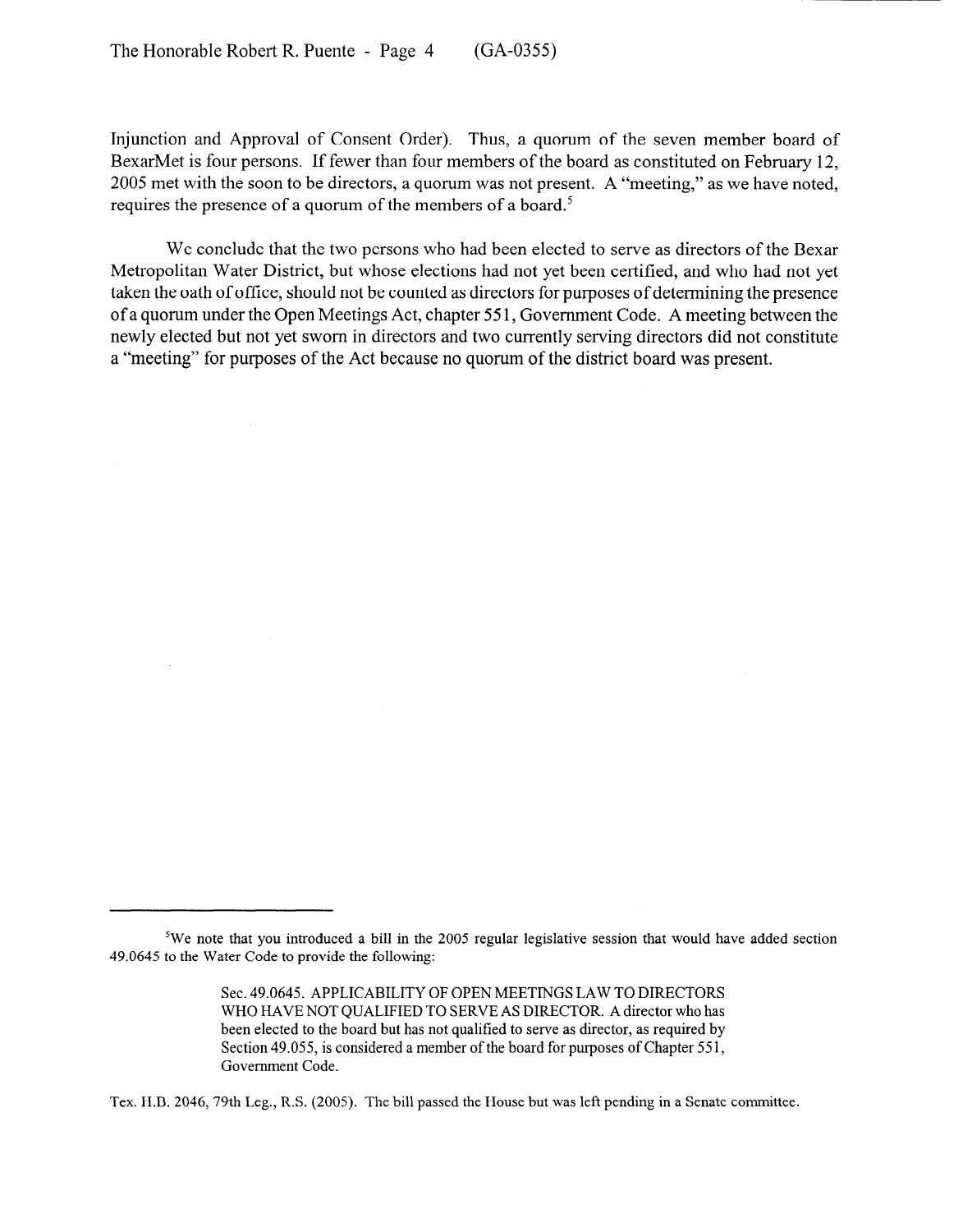Injunction and Approval of Consent Order). Thus, a quorum of the seven member board of BexarMet is four persons. If fewer than four members of the board as constituted on February 12, 2005 met with the soon to be directors, a quorum was not present. A "meeting," as we have noted, requires the presence of a quorum of the members of a board.[5]

We conclude that the two persons who had been elected to serve as directors of the Bexar Metropolitan Water District, but whose elections had not yet been certified, and who had not yet taken the oath of office, should not be counted as directors for purposes of determining the presence of a quorum under the Open Meetings Act, chapter 551, Government Code. A meeting between the newly elected but not yet sworn in directors and two currently serving directors did not constitute a "meeting" for purposes of the Act because no quorum of the district board was present.

---

[5]We note that you introduced a bill in the 2005 regular legislative session that would have added section 49.0645 to the Water Code to provide the following:

> Sec. 49.0645. APPLICABILITY OF OPEN MEETINGS LAW TO DIRECTORS WHO HAVE NOT QUALIFIED TO SERVE AS DIRECTOR. A director who has been elected to the board but has not qualified to serve as director, as required by Section 49.055, is considered a member of the board for purposes of Chapter 551, Government Code.

Tex. H.B. 2046, 79th Leg., R.S. (2005). The bill passed the House but was left pending in a Senate committee.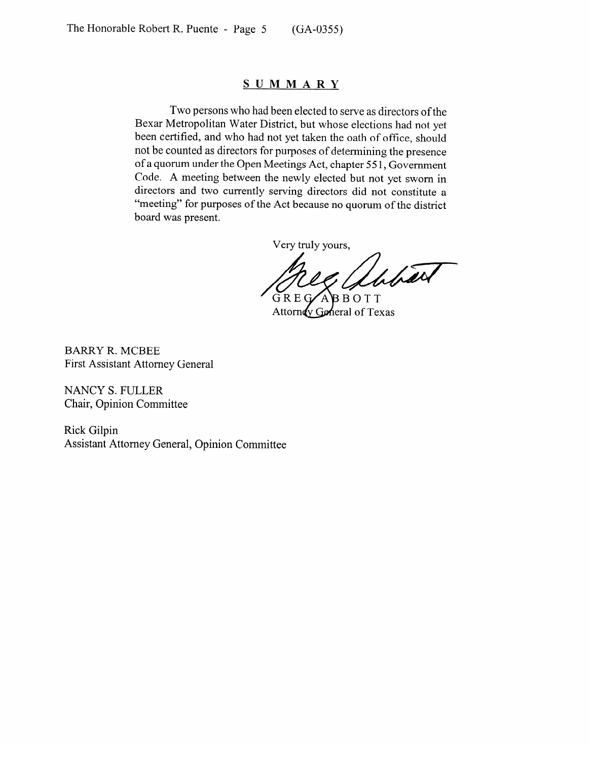## SUMMARY

Two persons who had been elected to serve as directors of the Bexar Metropolitan Water District, but whose elections had not yet been certified, and who had not yet taken the oath of office, should not be counted as directors for purposes of determining the presence of a quorum under the Open Meetings Act, chapter 551, Government Code. A meeting between the newly elected but not yet sworn in directors and two currently serving directors did not constitute a "meeting" for purposes of the Act because no quorum of the district board was present.

Very truly yours,

GREG ABBOTT
Attorney General of Texas

BARRY R. MCBEE
First Assistant Attorney General

NANCY S. FULLER
Chair, Opinion Committee

Rick Gilpin
Assistant Attorney General, Opinion Committee